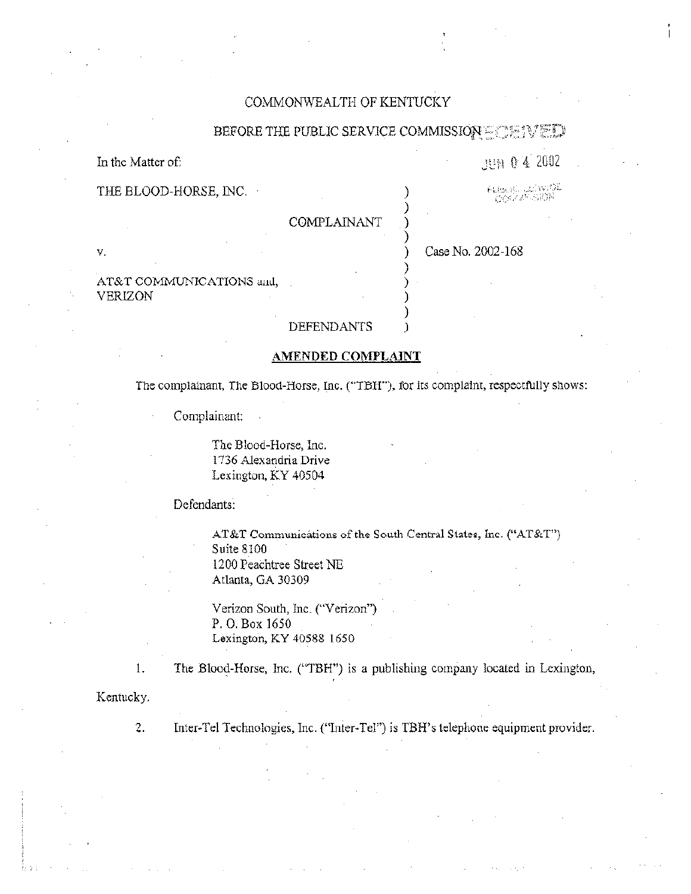COMMONWEALTH OF KENTUCKY

BEFORE THE PUBLIC SERVICE COMMISSION RECEIVED

JUN 04 2002

In the Matter of:

| | | |
|---|---|---|
| THE BLOOD-HORSE, INC. | ) | |
| COMPLAINANT | ) | |
| v. | ) | Case No. 2002-168 |
| AT&T COMMUNICATIONS and, VERIZON | ) | |
| DEFENDANTS | ) | |

**AMENDED COMPLAINT**

The complainant, The Blood-Horse, Inc. ("TBH"), for its complaint, respectfully shows:

Complainant:

> The Blood-Horse, Inc.
> 1736 Alexandria Drive
> Lexington, KY 40504

Defendants:

> AT&T Communications of the South Central States, Inc. ("AT&T")
> Suite 8100
> 1200 Peachtree Street NE
> Atlanta, GA 30309

> Verizon South, Inc. ("Verizon")
> P. O. Box 1650
> Lexington, KY 40588 1650

1. The Blood-Horse, Inc. ("TBH") is a publishing company located in Lexington, Kentucky.

2. Inter-Tel Technologies, Inc. ("Inter-Tel") is TBH's telephone equipment provider.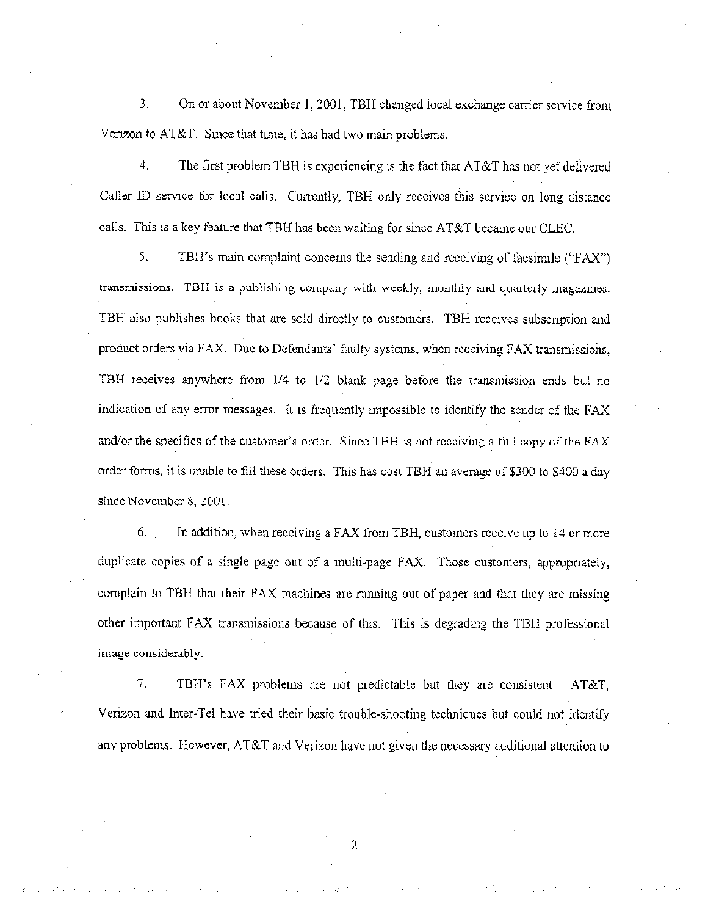3. On or about November 1, 2001, TBH changed local exchange carrier service from Verizon to AT&T. Since that time, it has had two main problems.

4. The first problem TBH is experiencing is the fact that AT&T has not yet delivered Caller ID service for local calls. Currently, TBH only receives this service on long distance calls. This is a key feature that TBH has been waiting for since AT&T became our CLEC.

5. TBH's main complaint concerns the sending and receiving of facsimile ("FAX") transmissions. TBH is a publishing company with weekly, monthly and quarterly magazines. TBH also publishes books that are sold directly to customers. TBH receives subscription and product orders via FAX. Due to Defendants' faulty systems, when receiving FAX transmissions, TBH receives anywhere from 1/4 to 1/2 blank page before the transmission ends but no indication of any error messages. It is frequently impossible to identify the sender of the FAX and/or the specifics of the customer's order. Since TBH is not receiving a full copy of the FAX order forms, it is unable to fill these orders. This has cost TBH an average of $300 to $400 a day since November 8, 2001.

6. In addition, when receiving a FAX from TBH, customers receive up to 14 or more duplicate copies of a single page out of a multi-page FAX. Those customers, appropriately, complain to TBH that their FAX machines are running out of paper and that they are missing other important FAX transmissions because of this. This is degrading the TBH professional image considerably.

7. TBH's FAX problems are not predictable but they are consistent. AT&T, Verizon and Inter-Tel have tried their basic trouble-shooting techniques but could not identify any problems. However, AT&T and Verizon have not given the necessary additional attention to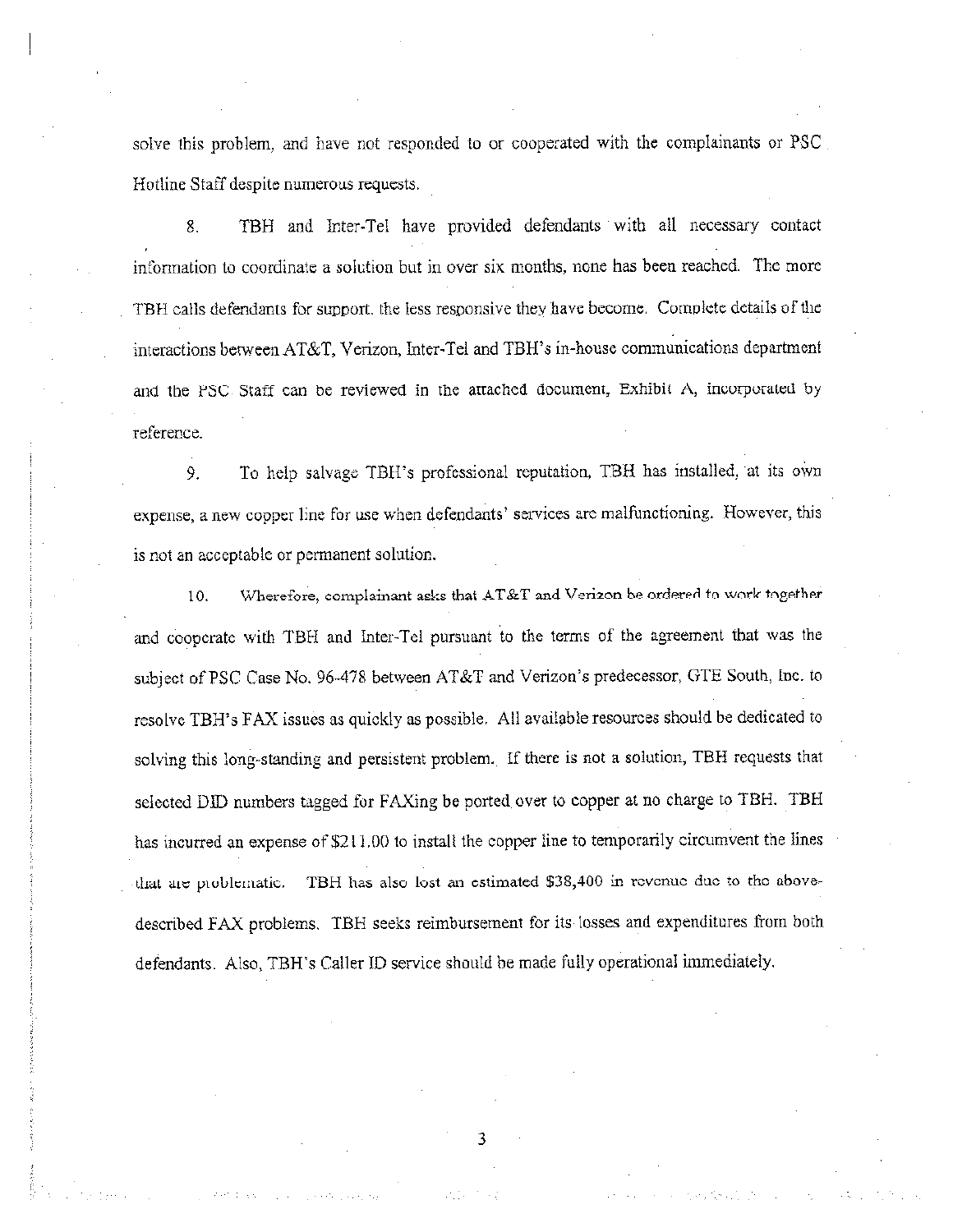solve this problem, and have not responded to or cooperated with the complainants or PSC Hotline Staff despite numerous requests.

8. TBH and Inter-Tel have provided defendants with all necessary contact information to coordinate a solution but in over six months, none has been reached. The more TBH calls defendants for support, the less responsive they have become. Complete details of the interactions between AT&T, Verizon, Inter-Tel and TBH's in-house communications department and the PSC Staff can be reviewed in the attached document, Exhibit A, incorporated by reference.

9. To help salvage TBH's professional reputation, TBH has installed, at its own expense, a new copper line for use when defendants' services are malfunctioning. However, this is not an acceptable or permanent solution.

10. Wherefore, complainant asks that AT&T and Verizon be ordered to work together and cooperate with TBH and Inter-Tel pursuant to the terms of the agreement that was the subject of PSC Case No. 96-478 between AT&T and Verizon's predecessor, GTE South, Inc. to resolve TBH's FAX issues as quickly as possible. All available resources should be dedicated to solving this long-standing and persistent problem. If there is not a solution, TBH requests that selected DID numbers tagged for FAXing be ported over to copper at no charge to TBH. TBH has incurred an expense of $211.00 to install the copper line to temporarily circumvent the lines that are problematic. TBH has also lost an estimated $38,400 in revenue due to the above-described FAX problems. TBH seeks reimbursement for its losses and expenditures from both defendants. Also, TBH's Caller ID service should be made fully operational immediately.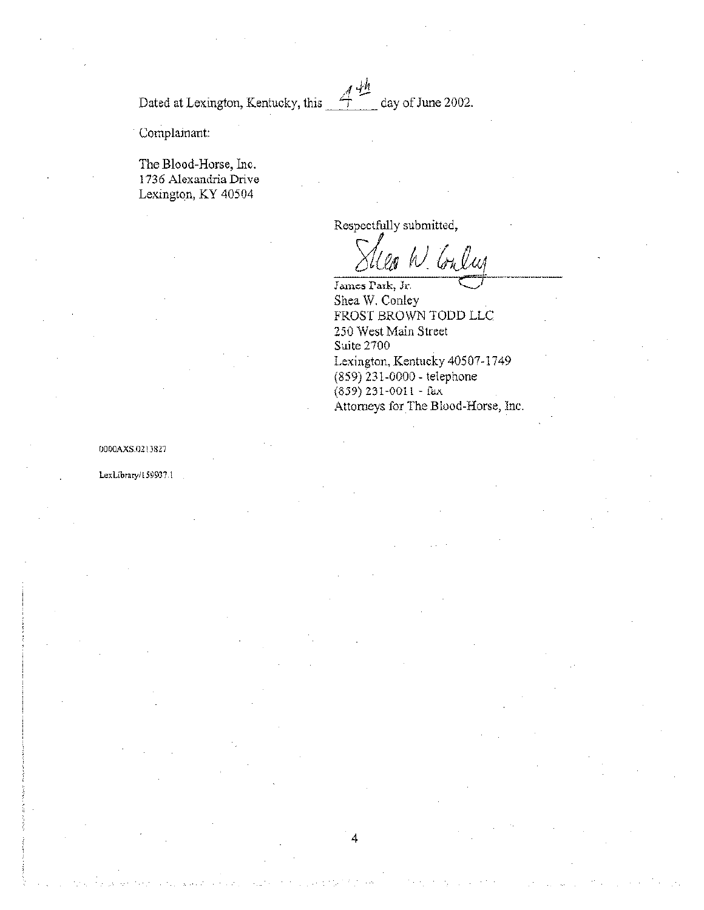Dated at Lexington, Kentucky, this 4th day of June 2002.

Complainant:

The Blood-Horse, Inc.
1736 Alexandria Drive
Lexington, KY 40504

Respectfully submitted,

Shea W. Conley

James Park, Jr.
Shea W. Conley
FROST BROWN TODD LLC
250 West Main Street
Suite 2700
Lexington, Kentucky 40507-1749
(859) 231-0000 - telephone
(859) 231-0011 - fax
Attorneys for The Blood-Horse, Inc.

0000AXS.0213827

LexLibrary/159937.1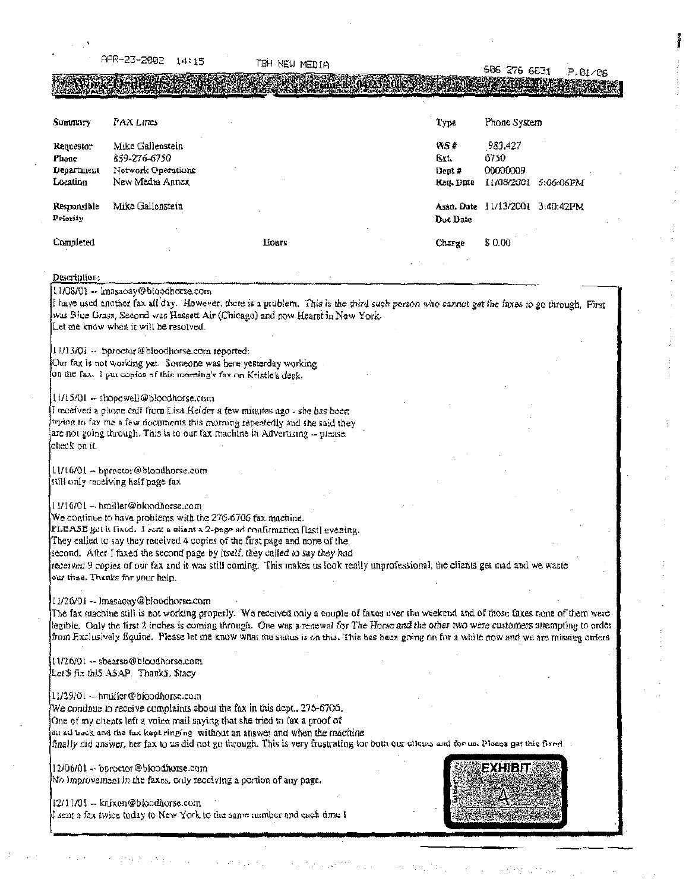APR-23-2002 14:15 TBH NEW MEDIA 606 276 6831 P.01/06

| Summary | FAX Lines | Type | Phone System |
|---|---|---|---|
| Requestor | Mike Gallenstein | WS # | 983,427 |
| Phone | 859-276-6750 | Ext. | 6750 |
| Department | Network Operations | Dept # | 00000009 |
| Location | New Media Annex | Req. Date | 11/08/2001 5:06:06PM |
| Responsible | Mike Gallenstein | Assn. Date | 11/13/2001 3:40:42PM |
| Priority | | Due Date | |
| Completed | Hours | Charge | $ 0.00 |

Description:

11/08/01 -- lmasaoay@bloodhorse.com
I have used another fax all day. However, there is a problem. *This is the third such person who cannot get the faxes to go through.* First was Blue Grass, Second was Hassett Air (Chicago) and now Hearst in New York.
Let me know when it will be resolved.

11/13/01 -- bproctor@bloodhorse.com reported:
Our fax is not working yet. Someone was here yesterday working on the fax. I put copies of this morning's fax on Kristle's desk.

11/15/01 -- shopewell@bloodhorse.com
I received a phone call from Lisa Heider a few minutes ago - she has been trying to fax me a few documents this morning repeatedly and she said they are not going through. This is to our fax machine in Advertising -- please check on it.

11/16/01 -- bproctor@bloodhorse.com
still only receiving half page fax

11/16/01 -- hmiller@bloodhorse.com
We continue to have problems with the 276-6706 fax machine.
PLEASE get it fixed. I sent a client a 2-page ad confirmation [last] evening.
They called to say they received 4 copies of the first page and none of the second. After I faxed the second page by itself, they called to say *they had* received 9 copies of our fax and it was still coming. This makes us look really unprofessional, the clients get mad and we waste our time. Thanks for your help.

11/26/01 -- lmasaoay@bloodhorse.com
The fax machine still is not working properly. We received only a couple of faxes over the weekend and of those faxes none of them were legible. Only the first 2 inches is coming through. One was a renewal for *The Horse and the other two were customers attempting to order from* Exclusively Equine. Please let me know what the status is on this. This has been going on for a while now and we are missing orders

11/26/01 -- shearse@bloodhorse.com
*Let$ fix thi$ A$AP.* Thank$. $tacy

11/29/01 -- hmiller@bloodhorse.com
We continue to receive complaints about the fax in this dept., 276-6706.
One of my clients left a voice mail saying that she tried to fax a proof of an ad back and the fax kept ringing without an answer and when the machine finally did answer, her fax to us did not go through. This is very frustrating for both our clients and for us. Please get this fixed.

12/06/01 -- bproctor@bloodhorse.com
No improvement in the faxes, only receiving a portion of any page.

12/11/01 -- knixon@bloodhorse.com
I sent a fax twice today to New York to the same number and each time I

EXHIBIT A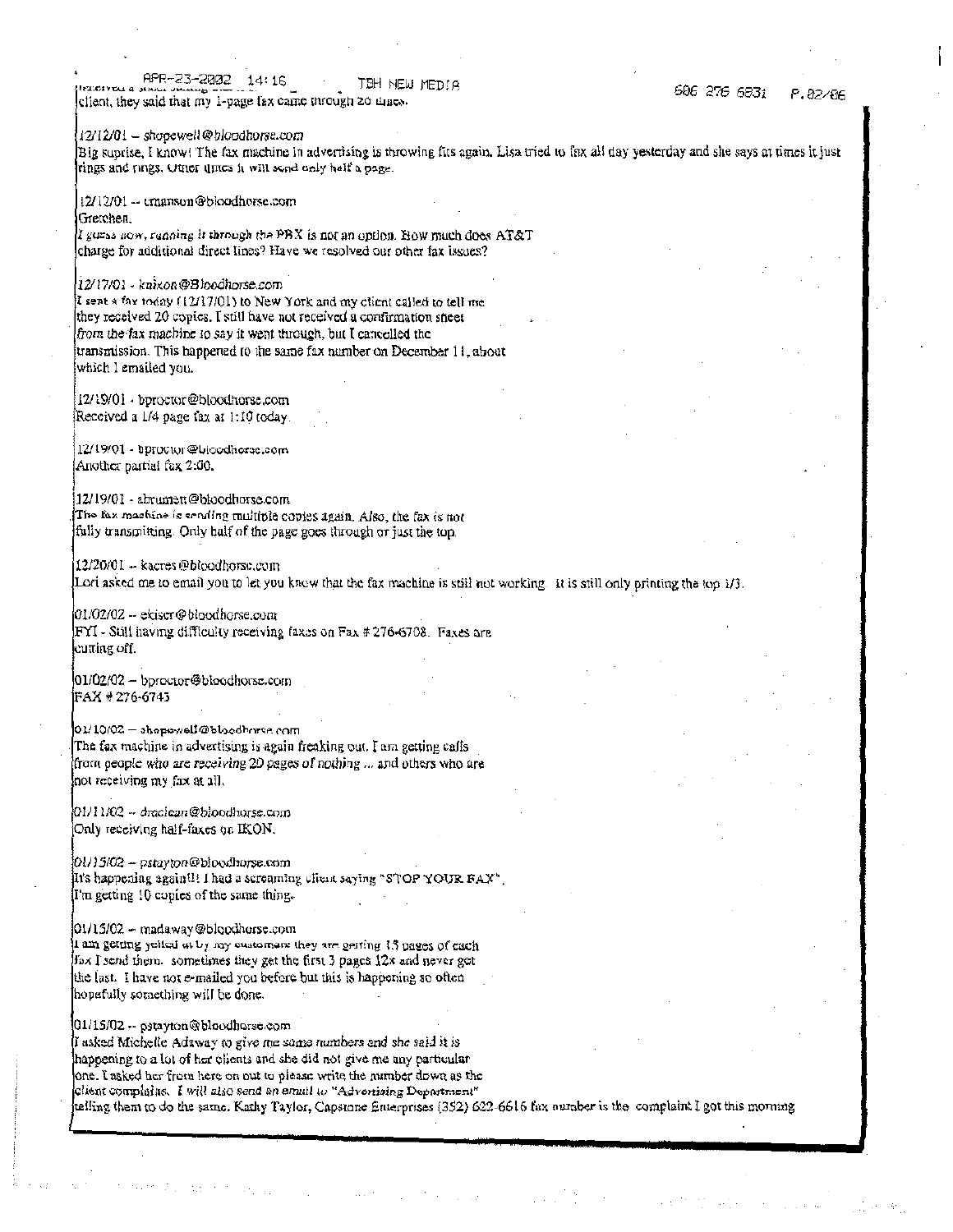client, they said that my 1-page fax came through 20 times.

12/12/01 – shopewell@bloodhorse.com
Big suprise, I know! The fax machine in advertising is throwing fits again. Lisa tried to fax all day yesterday and she says at times it just rings and rings. Other times it will send only half a page.

12/12/01 -- cmanson@bloodhorse.com
Gretchen,
*I guess now, running it through the PBX is not an option.* How much does AT&T charge for additional direct lines? Have we resolved our other fax issues?

12/17/01 - knixon@Bloodhorse.com
I sent a fax today (12/17/01) to New York and my client called to tell me they received 20 copies. I still have not received a confirmation sheet *from the fax machine* to say it went through, but I cancelled the transmission. This happened to the same fax number on December 11, about which I emailed you.

12/19/01 - bproctor@bloodhorse.com
Received a 1/4 page fax at 1:10 today.

12/19/01 - bproctor@bloodhorse.com
Another partial fax 2:00.

12/19/01 - abrumett@bloodhorse.com
The fax machine is sending multiple copies again. Also, the fax is not fully transmitting. Only half of the page goes through or just the top.

12/20/01 -- kacres@bloodhorse.com
Lori asked me to email you to let you know that the fax machine is still not working. It is still only printing the top 1/3.

01/02/02 -- ekiser@bloodhorse.com
FYI - Still having difficulty receiving faxes on Fax # 276-6708. Faxes are cutting off.

01/02/02 – bproctor@bloodhorse.com
FAX # 276-6743

01/10/02 – shopewell@bloodhorse.com
The fax machine in advertising is again freaking out. I am getting calls from people *who are receiving* 20 pages of nothing ... and others who are not receiving my fax at all.

01/11/02 -- dmclean@bloodhorse.com
Only receiving half-faxes on IKON.

01/15/02 – pstayton@bloodhorse.com
It's happening again!!! I had a screaming client saying "STOP YOUR FAX". I'm getting 10 copies of the same thing.

01/15/02 – madaway@bloodhorse.com
I am getting yelled at by my customers they are getting 15 pages of each fax I send them. sometimes they get the first 3 pages 12x and never got the last. I have not e-mailed you before but this is happening so often hopefully something will be done.

01/15/02 -- pstayton@bloodhorse.com
I asked Michelle Adaway to give me some numbers and she said it is happening to a lot of her clients and she did not give me any particular one. I asked her from here on out to please write the number down as the client complains. *I will also send an email to "Advertising Department"* telling them to do the same. Kathy Taylor, Capstone Enterprises (352) 622-6616 fax number is the complaint I got this morning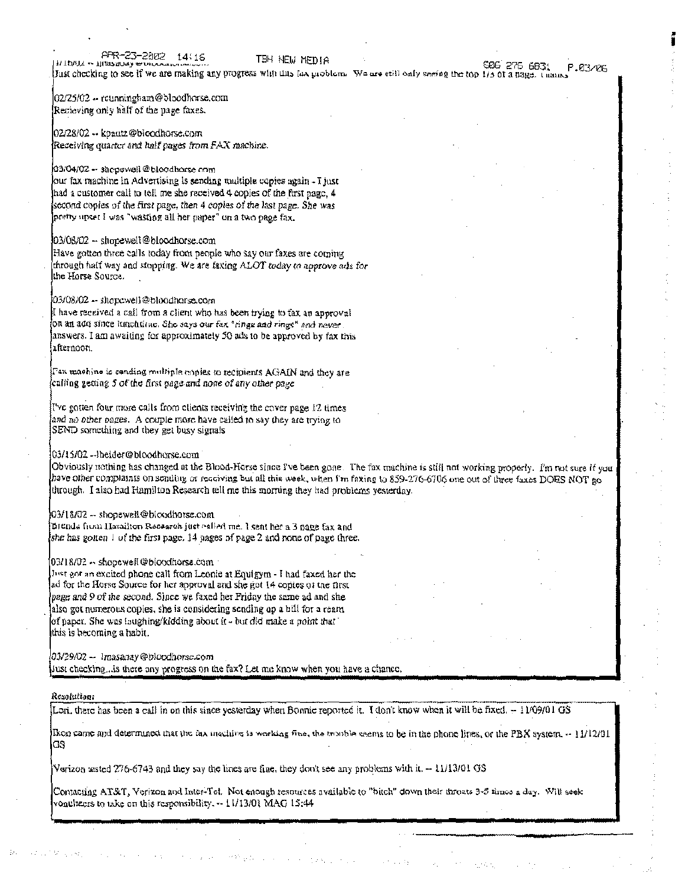1/16/02 -- lmasanay@bloodhorse.com
Just checking to see if we are making any progress with this fax problem. We are still only seeing the top 1/3 of a page. Thanks

02/25/02 -- rcunningham@bloodhorse.com
Recieving only half of the page faxes.

02/28/02 -- kpautz@bloodhorse.com
Receiving quarter and half pages from FAX machine.

03/04/02 -- shopewell@bloodhorse.com
our fax machine in Advertising is sending multiple copies again - I just had a customer call to tell me she received 4 copies of the first page, 4 second copies of the first page, then 4 copies of the last page. She was pretty upset I was "wasting all her paper" on a two page fax.

03/08/02 -- shopewell@bloodhorse.com
Have gotten three calls today from people who say our faxes are coming through half way and stopping. We are faxing ALOT today to approve ads for the Horse Source.

03/08/02 -- shopewell@bloodhorse.com
I have received a call from a client who has been trying to fax an approval on an add since lunchtime. She says our fax "rings and rings" and never answers. I am awaiting for approximately 50 ads to be approved by fax this afternoon.

Fax machine is sending multiple copies to recipients AGAIN and they are calling getting 5 of the first page and none of any other page

I've gotten four more calls from clients receiving the cover page 12 times and no other pages. A couple more have called to say they are trying to SEND something and they get busy signals

03/15/02 --lheider@bloodhorse.com
Obviously nothing has changed at the Blood-Horse since I've been gone. The fax machine is still not working properly. I'm not sure if you have other complaints on sending or receiving but all this week, when I'm faxing to 859-276-6706 one out of three faxes DOES NOT go through. I also had Hamilton Research tell me this morning they had problems yesterday.

03/18/02 -- shopewell@bloodhorse.com
Brenda from Hamilton Research just called me. I sent her a 3 page fax and she has gotten 1 of the first page, 14 pages of page 2 and none of page three.

03/18/02 -- shopewell@bloodhorse.com
Just got an excited phone call from Leonie at Equigym - I had faxed her the ad for the Horse Source for her approval and she got 14 copies of the first page and 9 of the second. Since we faxed her Friday the same ad and she also got numerous copies, she is considering sending up a bill for a ream of paper. She was laughing/kidding about it - but did make a point that this is becoming a habit.

03/29/02 -- lmasanay@bloodhorse.com
Just checking...is there any progress on the fax? Let me know when you have a chance.

*Resolution:*

Lori, there has been a call in on this since yesterday when Bonnie reported it. I don't know when it will be fixed. -- 11/09/01 GS

Ikon came and determined that the fax machine is working fine, the trouble seems to be in the phone lines, or the PBX system. -- 11/12/01 GS

Verizon tested 276-6743 and they say the lines are fine, they don't see any problems with it. -- 11/13/01 GS

Contacting AT&T, Verizon and Inter-Tel. Not enough resources available to "bitch" down their throats 3-5 times a day. Will seek volunteers to take on this responsibility. -- 11/13/01 MAG 15:44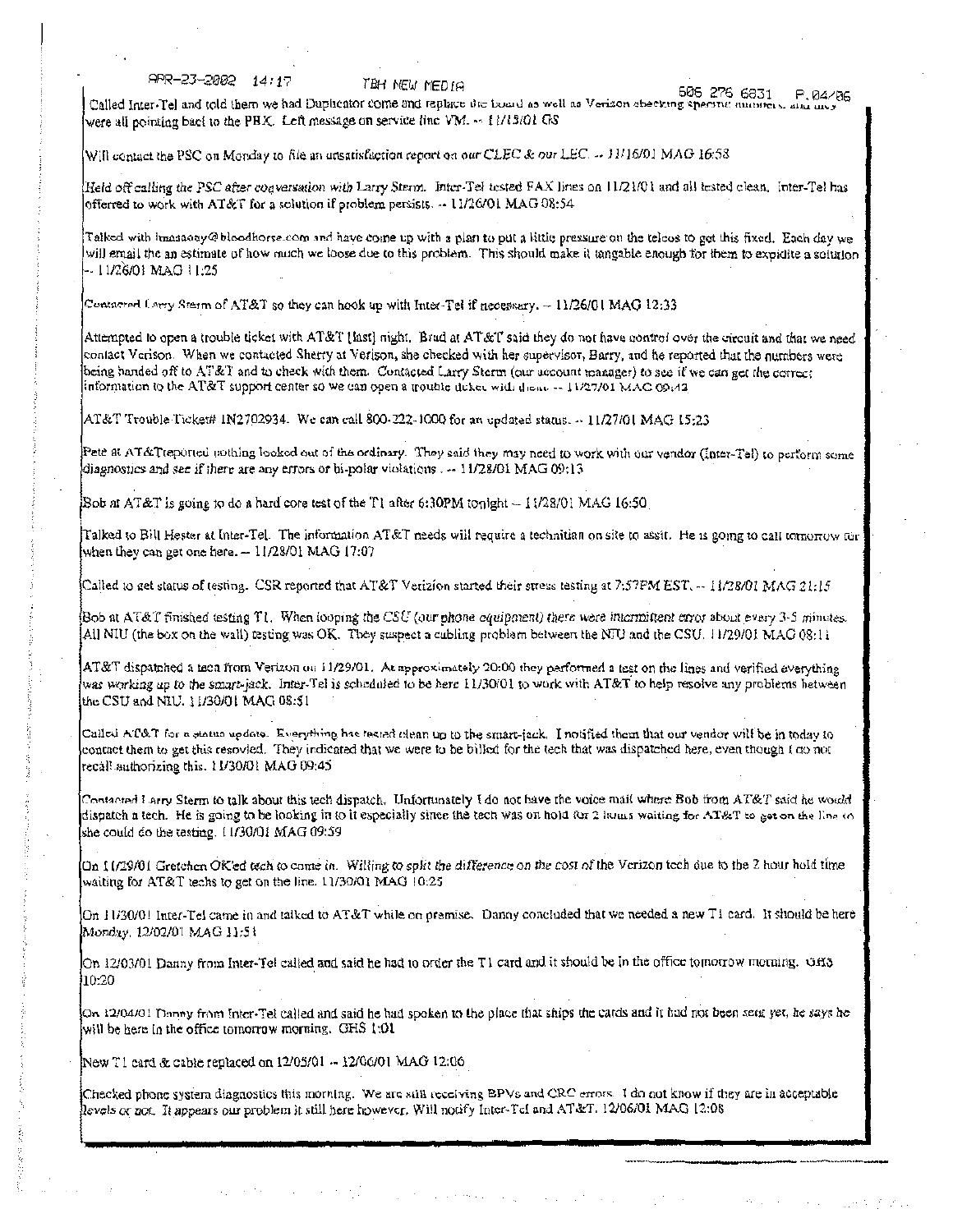Called Inter-Tel and told them we had Duplicator come and replace the board as well as Verizon checking specific numbers, and they were all pointing back to the PBX. Left message on service line VM. -- 11/15/01 GS

Will contact the PSC on Monday to file an unsatisfaction report on our CLEC & our LEC. -- 11/16/01 MAG 16:58

Held off calling the PSC after conversation with Larry Sterm. Inter-Tel tested FAX lines on 11/21/01 and all tested clean. Inter-Tel has offerred to work with AT&T for a solution if problem persists. -- 11/26/01 MAG 08:54

Talked with lmasaaay@bloodhorse.com and have come up with a plan to put a little pressure on the telcos to get this fixed. Each day we will email the an estimate of how much we loose due to this problem. This should make it tangable enough for them to expidite a solution -- 11/26/01 MAG 11:25

Contacted Larry Sterm of AT&T so they can hook up with Inter-Tel if necessary. -- 11/26/01 MAG 12:33

Attempted to open a trouble ticket with AT&T [last] night. Brad at AT&T said they do not have control over the circuit and that we need contact Verison. When we contacted Sherry at Verison, she checked with her supervisor, Barry, and he reported that the numbers were being handed off to AT&T and to check with them. Contacted Larry Sterm (our account manager) to see if we can get the correct information to the AT&T support center so we can open a trouble ticket with them. -- 11/27/01 MAG 09:42

AT&T Trouble Ticket# IN2702934. We can call 800-222-1000 for an updated status. -- 11/27/01 MAG 15:23

Pete at AT&T reported nothing looked out of the ordinary. They said they may need to work with our vendor (Inter-Tel) to perform some diagnostics and see if there are any errors or bi-polar violations . -- 11/28/01 MAG 09:13

Bob at AT&T is going to do a hard core test of the T1 after 6:30PM tonight -- 11/28/01 MAG 16:50

Talked to Bill Hester at Inter-Tel. The information AT&T needs will require a technitian on site to assit. He is going to call tomorrow for when they can get one here. -- 11/28/01 MAG 17:07

Called to get status of testing. CSR reported that AT&T Verizion started their stress testing at 7:57PM EST. -- 11/28/01 MAG 21:15

Bob at AT&T finished testing T1. When looping the CSU (our phone equipment) there were intermittent error about every 3-5 minutes. All NIU (the box on the wall) testing was OK. They suspect a cabling problem between the NIU and the CSU. 11/29/01 MAG 08:11

AT&T dispatched a tech from Verizon on 11/29/01. At approximately 20:00 they performed a test on the lines and verified everything was working up to the smart-jack. Inter-Tel is scheduled to be here 11/30/01 to work with AT&T to help resolve any problems between the CSU and NIU. 11/30/01 MAG 08:51

Called AT&T for a status update. Everything has tested clean up to the smart-jack. I notified them that our vendor will be in today to contact them to get this resovled. They indicated that we were to be billed for the tech that was dispatched here, even though I do not recall authorizing this. 11/30/01 MAG 09:45

Contacted Larry Sterm to talk about this tech dispatch. Unfortunately I do not have the voice mail where Bob from AT&T said he would dispatch a tech. He is going to be looking in to it especially since the tech was on hold for 2 hours waiting for AT&T to get on the line so she could do the testing. 11/30/01 MAG 09:59

On 11/29/01 Gretchen OK'ed tech to come in. Willing to split the difference on the cost of the Verizon tech due to the 2 hour hold time waiting for AT&T techs to get on the line. 11/30/01 MAG 10:25

On 11/30/01 Inter-Tel came in and talked to AT&T while on premise. Danny concluded that we needed a new T1 card. It should be here Monday. 12/02/01 MAG 11:51

On 12/03/01 Danny from Inter-Tel called and said he had to order the T1 card and it should be in the office tomorrow morning. GHS 10:20

On 12/04/01 Danny from Inter-Tel called and said he had spoken to the place that ships the cards and it had not been sent yet, he says he will be here in the office tomorrow morning. GHS 1:01

New T1 card & cable replaced on 12/05/01 -- 12/06/01 MAG 12:06

Checked phone system diagnostics this morning. We are still receiving BPVs and CRC errors. I do not know if they are in acceptable levels or not. It appears our problem it still here however. Will notify Inter-Tel and AT&T. 12/06/01 MAG 12:08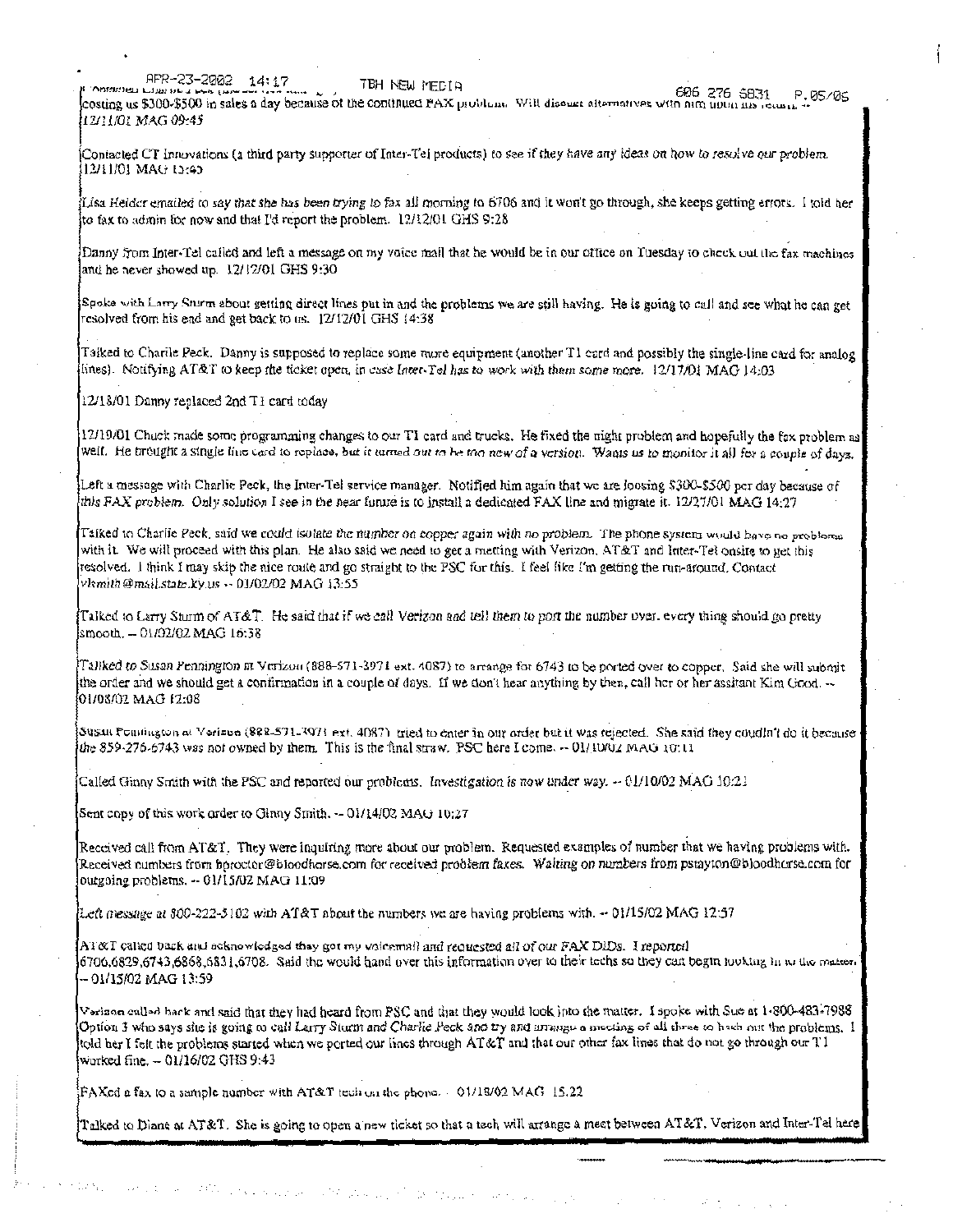costing us $300-$500 in sales a day because of the continued FAX problem. Will discuss alternatives with him upon his return. -- 12/11/01 MAG 09:45

Contacted CT Innovations (a third party supporter of Inter-Tel products) to see if they have any ideas on how to resolve our problem. 12/11/01 MAG 13:45

Lisa Heider emailed to say that she has been trying to fax all morning to 6706 and it won't go through, she keeps getting errors. I told her to fax to admin for now and that I'd report the problem. 12/12/01 GHS 9:28

Danny from Inter-Tel called and left a message on my voice mail that he would be in our office on Tuesday to check out the fax machines and he never showed up. 12/12/01 GHS 9:30

Spoke with Larry Sturm about getting direct lines put in and the problems we are still having. He is going to call and see what he can get resolved from his end and get back to us. 12/12/01 GHS 14:38

Talked to Charlie Peck. Danny is supposed to replace some more equipment (another T1 card and possibly the single-line card for analog lines). Notifying AT&T to keep the ticket open, in case Inter-Tel has to work with them some more. 12/17/01 MAG 14:03

12/18/01 Danny replaced 2nd T1 card today

12/19/01 Chuck made some programming changes to our T1 card and trucks. He fixed the night problem and hopefully the fax problem as well. He brought a single line card to replace, but it turned out to be too new of a version. Wants us to monitor it all for a couple of days.

Left a message with Charlie Peck, the Inter-Tel service manager. Notified him again that we are loosing $300-$500 per day because of this FAX problem. Only solution I see in the near future is to install a dedicated FAX line and migrate it. 12/27/01 MAG 14:27

Talked to Charlie Peck, said we could isolate the number on copper again with no problem. The phone system would have no problems with it. We will proceed with this plan. He also said we need to get a metting with Verizon, AT&T and Inter-Tel onsite to get this resolved. I think I may skip the nice route and go straight to the PSC for this. I feel like I'm getting the run-around. Contact vlsmith@mail.state.ky.us -- 01/02/02 MAG 13:55

Talked to Larry Sturm of AT&T. He said that if we call Verizon and tell them to port the number over, every thing should go pretty smooth. -- 01/02/02 MAG 16:38

Talked to Susan Pennington at Verizon (888-571-3971 ext. 4087) to arrange for 6743 to be ported over to copper. Said she will submit the order and we should get a confirmation in a couple of days. If we don't hear anything by then, call her or her assitant Kim Good. -- 01/08/02 MAG 12:08

Susan Pennington at Verizon (888-571-3971 ext. 4087) tried to enter in our order but it was rejected. She said they coudln't do it because the 859-276-6743 was not owned by them. This is the final straw. PSC here I come. -- 01/10/02 MAG 10:11

Called Ginny Smith with the PSC and reported our problems. Investigation is now under way. -- 01/10/02 MAG 10:21

Sent copy of this work order to Ginny Smith. -- 01/14/02 MAG 10:27

Received call from AT&T. They were inquiring more about our problem. Requested examples of number that we having problems with. Received numbers from hprocter@bloodhorse.com for received problem faxes. Waiting on numbers from pstayton@bloodhorse.com for outgoing problems. -- 01/15/02 MAG 11:09

Left message at 800-222-3102 with AT&T about the numbers we are having problems with. -- 01/15/02 MAG 12:57

AT&T called back and acknowledged they got my voicemail and requested all of our FAX DIDs. I reported 6706,6829,6743,6868,6831,6708. Said the would hand over this information over to their techs so they can begin looking in to the matter. -- 01/15/02 MAG 13:59

Verizon called back and said that they had heard from PSC and that they would look into the matter. I spoke with Sue at 1-800-483-7988 Option 3 who says she is going to call Larry Sturm and Charlie Peck and try and arrange a meeting of all three to hash out the problems. I told her I felt the problems started when we ported our lines through AT&T and that our other fax lines that do not go through our T1 worked fine. -- 01/16/02 GHS 9:43

FAXed a fax to a sample number with AT&T tech on the phone. -- 01/18/02 MAG 15:22

Talked to Diane at AT&T. She is going to open a new ticket so that a tech will arrange a meet between AT&T, Verizon and Inter-Tel here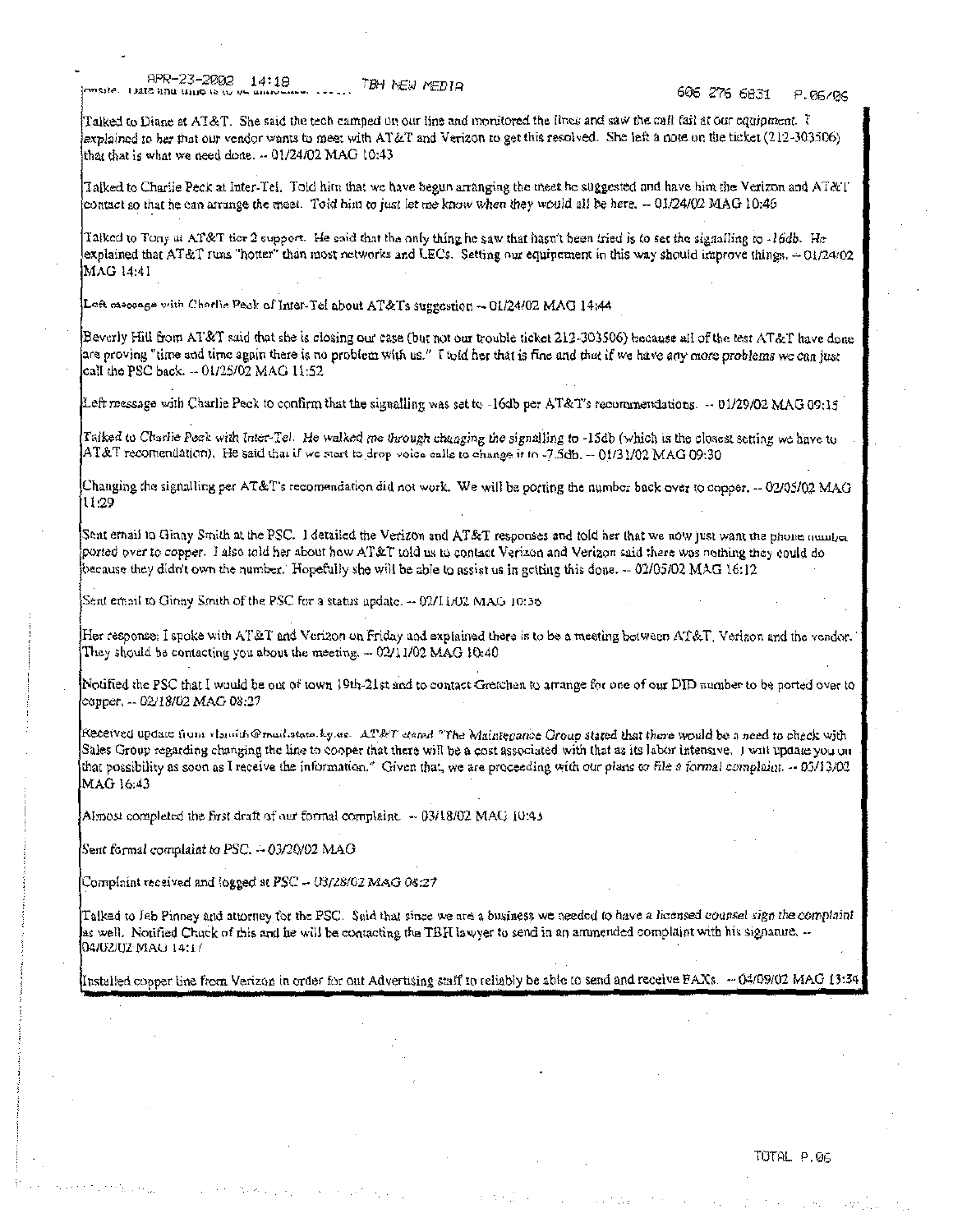Talked to Diane at AT&T. She said the tech camped on our line and monitored the lines and saw the call fail at our equipment. I explained to her that our vendor wants to meet with AT&T and Verizon to get this resolved. She left a note on the ticket (212-303506) that that is what we need done. -- 01/24/02 MAG 10:43

Talked to Charlie Peck at Inter-Tel. Told him that we have begun arranging the meet he suggested and have him the Verizon and AT&T contact so that he can arrange the meet. Told him to just let me know when they would all be here. -- 01/24/02 MAG 10:46

Talked to Tony at AT&T tier 2 support. He said that the only thing he saw that hasn't been tried is to set the signalling to -16db. He explained that AT&T runs "hotter" than most networks and LECs. Setting our equipement in this way should improve things. -- 01/24/02 MAG 14:41

Left message with Charlie Peck of Inter-Tel about AT&Ts suggestion -- 01/24/02 MAG 14:44

Beverly Hill from AT&T said that she is closing our case (but not our trouble ticket 212-303506) because all of the test AT&T have done are proving "time and time again there is no problem with us." I told her that is fine and that if we have any more problems we can just call the PSC back. -- 01/25/02 MAG 11:52

Left message with Charlie Peck to confirm that the signalling was set to -16db per AT&T's recommendations. -- 01/29/02 MAG 09:15

Talked to Charlie Peck with Inter-Tel. He walked me through changing the signalling to -15db (which is the closest setting we have to AT&T recomendation). He said that if we start to drop voice calls to change it to -7.5db. -- 01/31/02 MAG 09:30

Changing the signalling per AT&T's recomendation did not work. We will be porting the number back over to copper. -- 02/05/02 MAG 11:29

Sent email to Ginny Smith at the PSC. I detailed the Verizon and AT&T responses and told her that we now just want the phone number ported over to copper. I also told her about how AT&T told us to contact Verizon and Verizon said there was nothing they could do because they didn't own the number. Hopefully she will be able to assist us in getting this done. -- 02/05/02 MAG 16:12

Sent email to Ginny Smith of the PSC for a status update. -- 02/11/02 MAG 10:36

Her response: I spoke with AT&T and Verizon on Friday and explained there is to be a meeting between AT&T, Verizon and the vendor. They should be contacting you about the meeting. -- 02/11/02 MAG 10:40

Notified the PSC that I would be out of town 19th-21st and to contact Gretchen to arrange for one of our DID number to be ported over to copper. -- 02/18/02 MAG 08:27

Received update from vlsmith@mail.state.ky.us. AT&T stated "The Maintenance Group stated that there would be a need to check with Sales Group regarding changing the line to cooper that there will be a cost associated with that as its labor intensive. I will update you on that possibility as soon as I receive the information." Given that, we are proceeding with our plans to file a formal complaint. -- 03/13/02 MAG 16:43

Almost completed the first draft of our formal complaint. -- 03/18/02 MAG 10:45

Sent formal complaint to PSC. -- 03/20/02 MAG

Complaint received and logged at PSC -- 03/28/02 MAG 08:27

Talked to Jeb Pinney and attorney for the PSC. Said that since we are a business we needed to have a licensed counsel sign the complaint as well. Notified Chuck of this and he will be contacting the TBH lawyer to send in an ammended complaint with his signature. -- 04/02/02 MAG 14:17

Installed copper line from Verizon in order for out Advertising staff to reliably be able to send and receive FAXs. -- 04/09/02 MAG 13:34